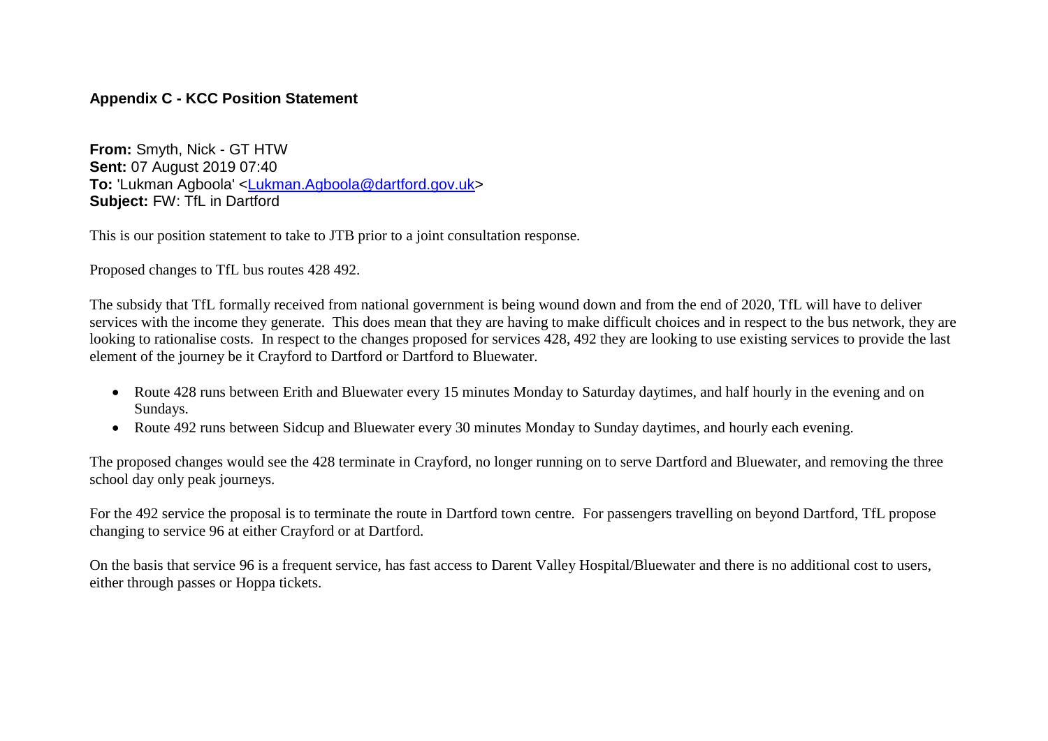### Appendix C - KCC Position Statement

**From:** Smyth, Nick - GT HTW
**Sent:** 07 August 2019 07:40
**To:** 'Lukman Agboola' <Lukman.Agboola@dartford.gov.uk>
**Subject:** FW: TfL in Dartford

This is our position statement to take to JTB prior to a joint consultation response.

Proposed changes to TfL bus routes 428 492.

The subsidy that TfL formally received from national government is being wound down and from the end of 2020, TfL will have to deliver services with the income they generate. This does mean that they are having to make difficult choices and in respect to the bus network, they are looking to rationalise costs. In respect to the changes proposed for services 428, 492 they are looking to use existing services to provide the last element of the journey be it Crayford to Dartford or Dartford to Bluewater.

- Route 428 runs between Erith and Bluewater every 15 minutes Monday to Saturday daytimes, and half hourly in the evening and on Sundays.
- Route 492 runs between Sidcup and Bluewater every 30 minutes Monday to Sunday daytimes, and hourly each evening.

The proposed changes would see the 428 terminate in Crayford, no longer running on to serve Dartford and Bluewater, and removing the three school day only peak journeys.

For the 492 service the proposal is to terminate the route in Dartford town centre. For passengers travelling on beyond Dartford, TfL propose changing to service 96 at either Crayford or at Dartford.

On the basis that service 96 is a frequent service, has fast access to Darent Valley Hospital/Bluewater and there is no additional cost to users, either through passes or Hoppa tickets.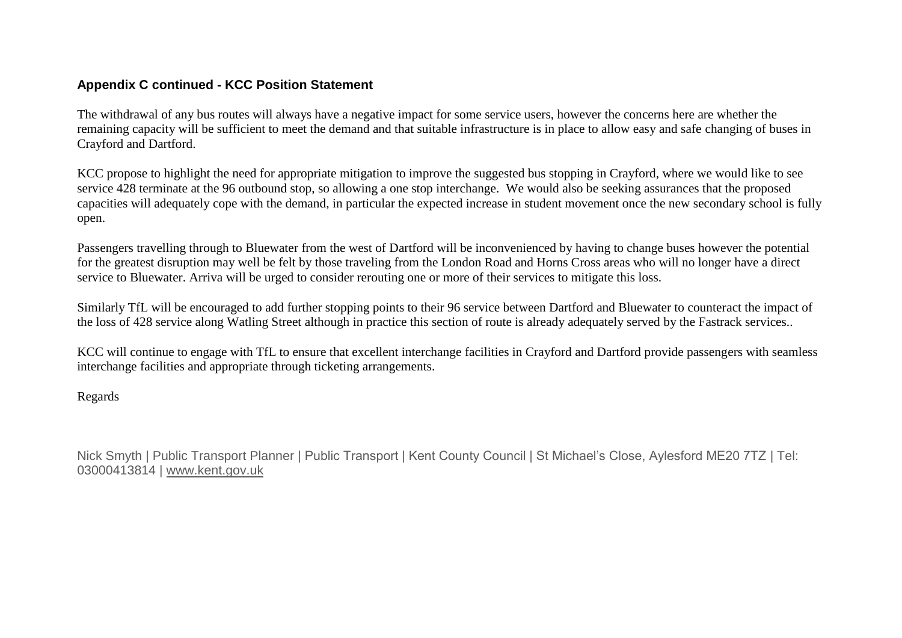**Appendix C continued - KCC Position Statement**

The withdrawal of any bus routes will always have a negative impact for some service users, however the concerns here are whether the remaining capacity will be sufficient to meet the demand and that suitable infrastructure is in place to allow easy and safe changing of buses in Crayford and Dartford.

KCC propose to highlight the need for appropriate mitigation to improve the suggested bus stopping in Crayford, where we would like to see service 428 terminate at the 96 outbound stop, so allowing a one stop interchange. We would also be seeking assurances that the proposed capacities will adequately cope with the demand, in particular the expected increase in student movement once the new secondary school is fully open.

Passengers travelling through to Bluewater from the west of Dartford will be inconvenienced by having to change buses however the potential for the greatest disruption may well be felt by those traveling from the London Road and Horns Cross areas who will no longer have a direct service to Bluewater. Arriva will be urged to consider rerouting one or more of their services to mitigate this loss.

Similarly TfL will be encouraged to add further stopping points to their 96 service between Dartford and Bluewater to counteract the impact of the loss of 428 service along Watling Street although in practice this section of route is already adequately served by the Fastrack services..

KCC will continue to engage with TfL to ensure that excellent interchange facilities in Crayford and Dartford provide passengers with seamless interchange facilities and appropriate through ticketing arrangements.

Regards

Nick Smyth | Public Transport Planner | Public Transport | Kent County Council | St Michael's Close, Aylesford ME20 7TZ | Tel: 03000413814 | www.kent.gov.uk